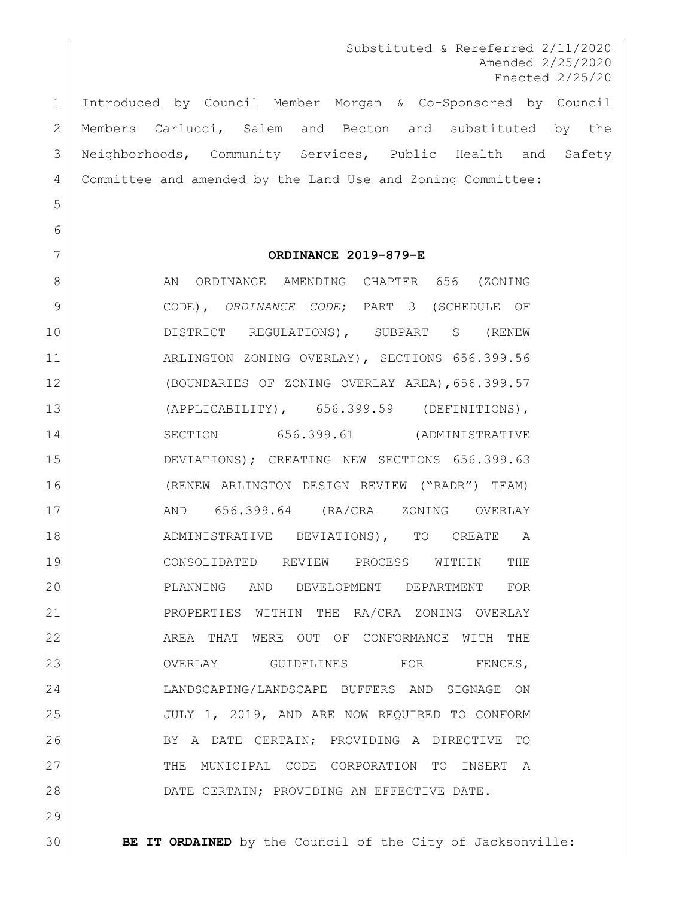Substituted & Rereferred 2/11/2020
Amended 2/25/2020
Enacted 2/25/20

Introduced by Council Member Morgan & Co-Sponsored by Council Members Carlucci, Salem and Becton and substituted by the Neighborhoods, Community Services, Public Health and Safety Committee and amended by the Land Use and Zoning Committee:

**ORDINANCE 2019-879-E**

AN ORDINANCE AMENDING CHAPTER 656 (ZONING CODE), *ORDINANCE CODE*; PART 3 (SCHEDULE OF DISTRICT REGULATIONS), SUBPART S (RENEW ARLINGTON ZONING OVERLAY), SECTIONS 656.399.56 (BOUNDARIES OF ZONING OVERLAY AREA),656.399.57 (APPLICABILITY), 656.399.59 (DEFINITIONS), SECTION 656.399.61 (ADMINISTRATIVE DEVIATIONS); CREATING NEW SECTIONS 656.399.63 (RENEW ARLINGTON DESIGN REVIEW ("RADR") TEAM) AND 656.399.64 (RA/CRA ZONING OVERLAY ADMINISTRATIVE DEVIATIONS), TO CREATE A CONSOLIDATED REVIEW PROCESS WITHIN THE PLANNING AND DEVELOPMENT DEPARTMENT FOR PROPERTIES WITHIN THE RA/CRA ZONING OVERLAY AREA THAT WERE OUT OF CONFORMANCE WITH THE OVERLAY GUIDELINES FOR FENCES, LANDSCAPING/LANDSCAPE BUFFERS AND SIGNAGE ON JULY 1, 2019, AND ARE NOW REQUIRED TO CONFORM BY A DATE CERTAIN; PROVIDING A DIRECTIVE TO THE MUNICIPAL CODE CORPORATION TO INSERT A DATE CERTAIN; PROVIDING AN EFFECTIVE DATE.

**BE IT ORDAINED** by the Council of the City of Jacksonville: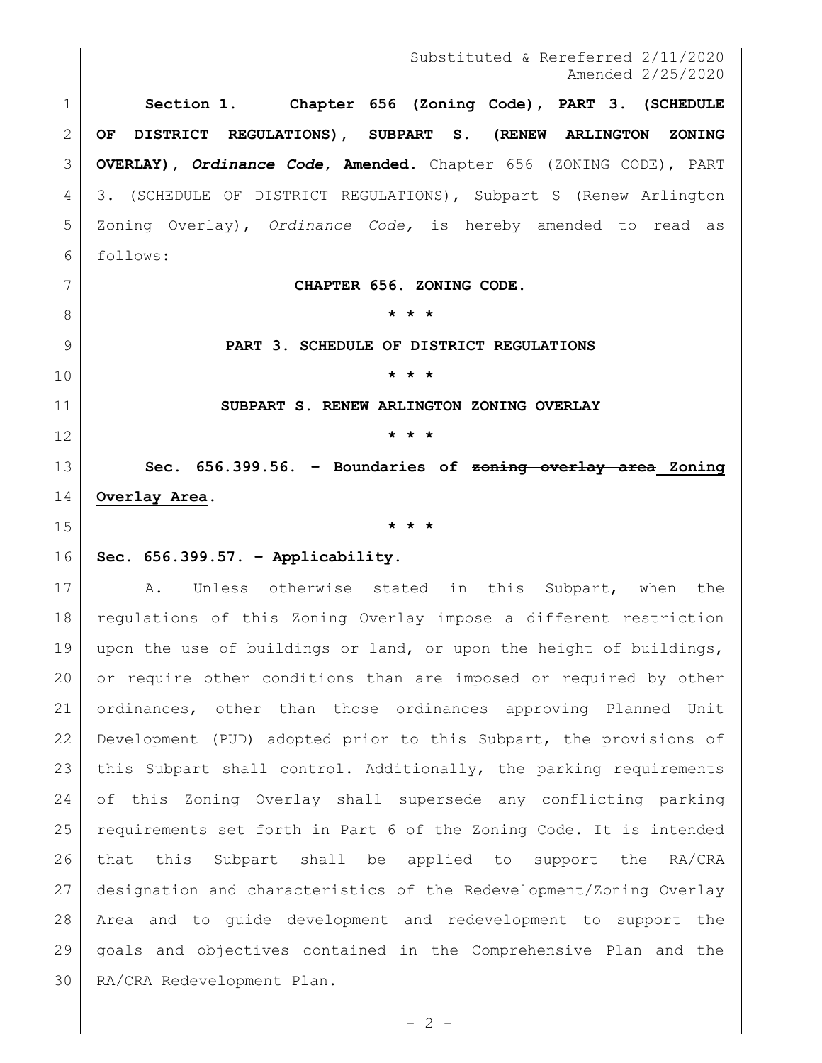Substituted & Rereferred 2/11/2020
Amended 2/25/2020

**Section 1. Chapter 656 (Zoning Code), PART 3. (SCHEDULE OF DISTRICT REGULATIONS), SUBPART S. (RENEW ARLINGTON ZONING OVERLAY), *Ordinance Code*, Amended.** Chapter 656 (ZONING CODE), PART 3. (SCHEDULE OF DISTRICT REGULATIONS), Subpart S (Renew Arlington Zoning Overlay), *Ordinance Code,* is hereby amended to read as follows:

**CHAPTER 656. ZONING CODE.**

**\* \* \***

**PART 3. SCHEDULE OF DISTRICT REGULATIONS**

**\* \* \***

**SUBPART S. RENEW ARLINGTON ZONING OVERLAY**

**\* \* \***

**Sec. 656.399.56. – Boundaries of ~~zoning overlay area~~ <u>Zoning Overlay Area</u>.**

**\* \* \***

**Sec. 656.399.57. – Applicability.**

A. Unless otherwise stated in this Subpart, when the regulations of this Zoning Overlay impose a different restriction upon the use of buildings or land, or upon the height of buildings, or require other conditions than are imposed or required by other ordinances, other than those ordinances approving Planned Unit Development (PUD) adopted prior to this Subpart, the provisions of this Subpart shall control. Additionally, the parking requirements of this Zoning Overlay shall supersede any conflicting parking requirements set forth in Part 6 of the Zoning Code. It is intended that this Subpart shall be applied to support the RA/CRA designation and characteristics of the Redevelopment/Zoning Overlay Area and to guide development and redevelopment to support the goals and objectives contained in the Comprehensive Plan and the RA/CRA Redevelopment Plan.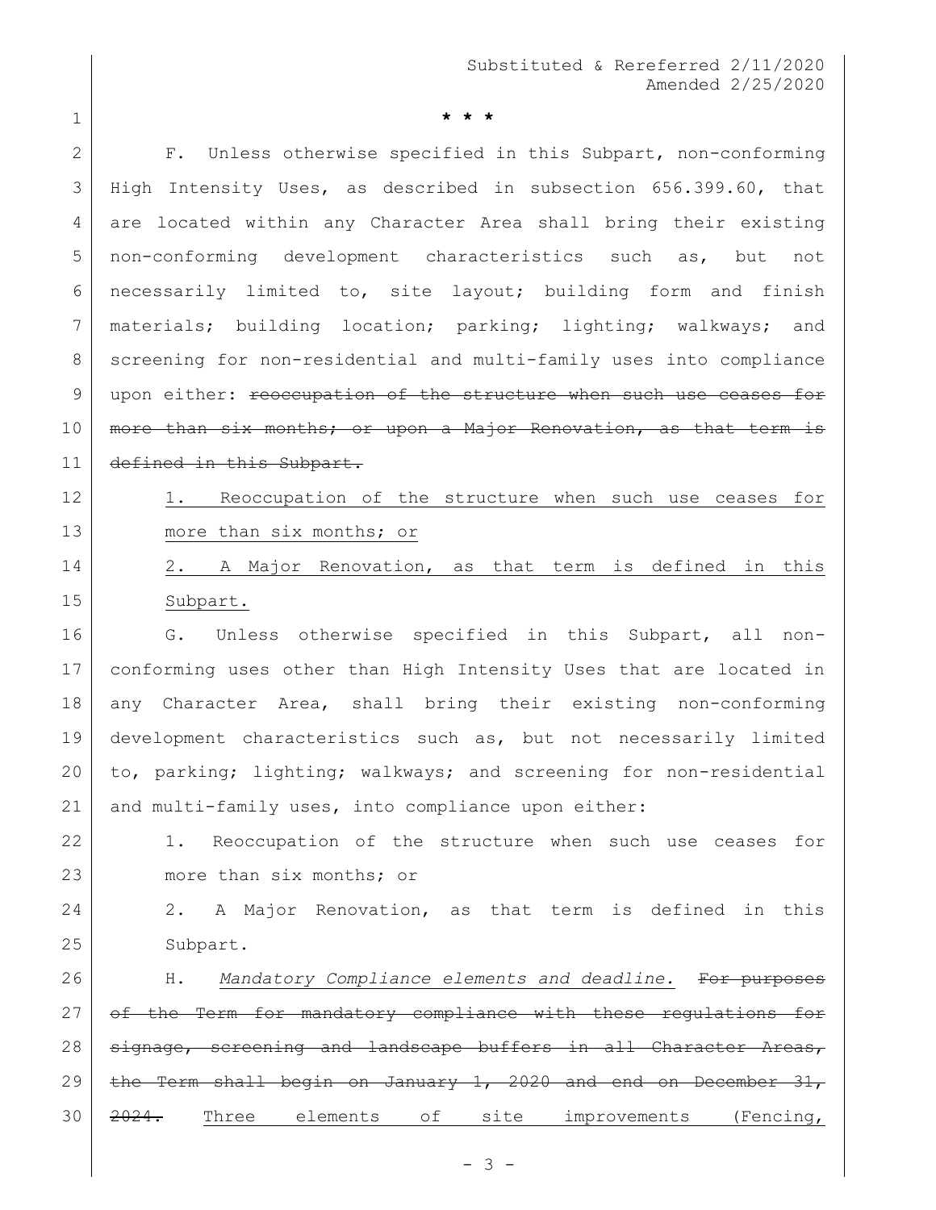* * *

F. Unless otherwise specified in this Subpart, non-conforming High Intensity Uses, as described in subsection 656.399.60, that are located within any Character Area shall bring their existing non-conforming development characteristics such as, but not necessarily limited to, site layout; building form and finish materials; building location; parking; lighting; walkways; and screening for non-residential and multi-family uses into compliance upon either: ~~reoccupation of the structure when such use ceases for more than six months; or upon a Major Renovation, as that term is defined in this Subpart.~~

1. <u>Reoccupation of the structure when such use ceases for more than six months; or</u>

2. <u>A Major Renovation, as that term is defined in this Subpart.</u>

G. Unless otherwise specified in this Subpart, all non-conforming uses other than High Intensity Uses that are located in any Character Area, shall bring their existing non-conforming development characteristics such as, but not necessarily limited to, parking; lighting; walkways; and screening for non-residential and multi-family uses, into compliance upon either:

1. Reoccupation of the structure when such use ceases for more than six months; or

2. A Major Renovation, as that term is defined in this Subpart.

H. *Mandatory Compliance elements and deadline.* ~~For purposes of the Term for mandatory compliance with these regulations for signage, screening and landscape buffers in all Character Areas, the Term shall begin on January 1, 2020 and end on December 31, 2024.~~ <u>Three elements of site improvements (Fencing,</u>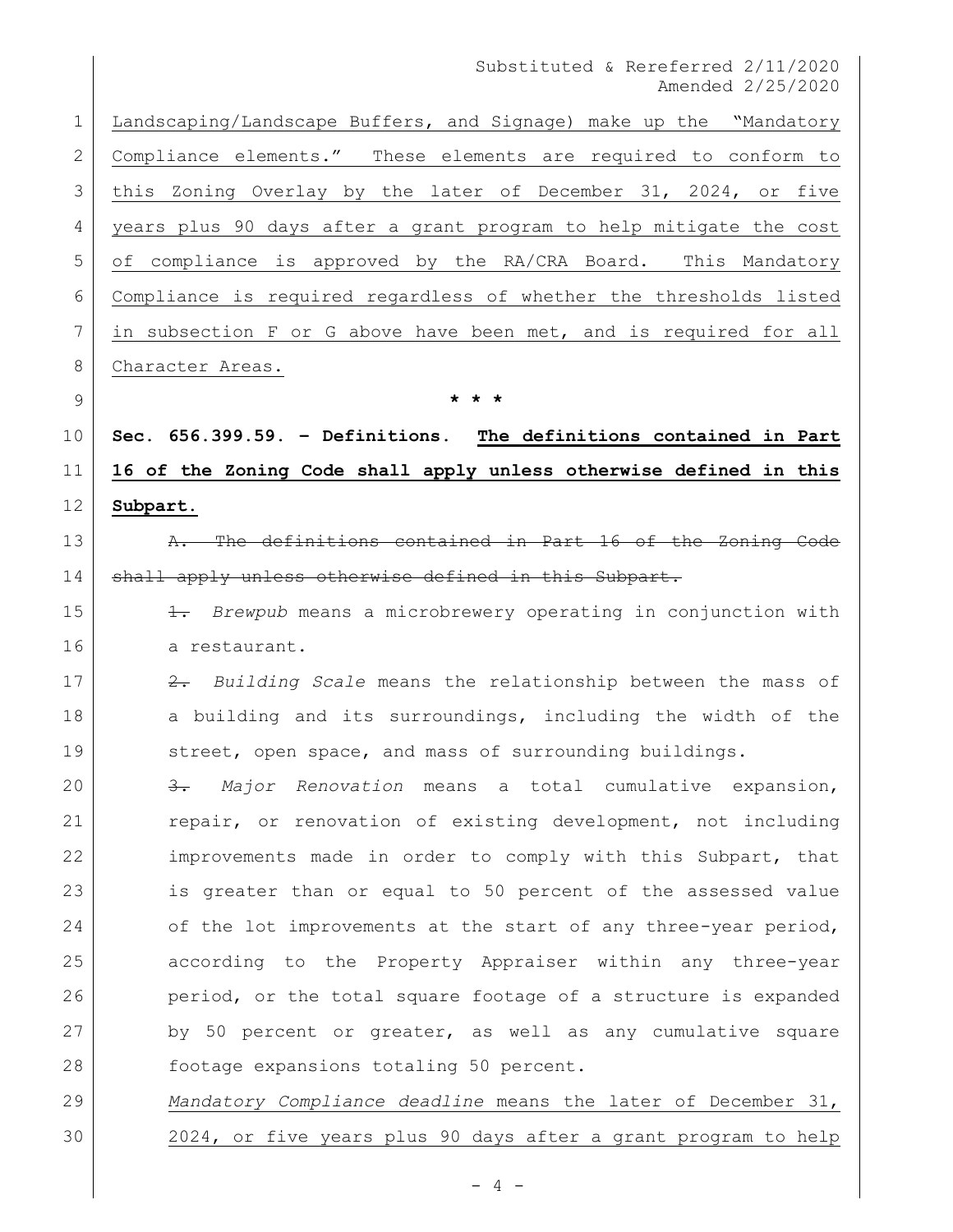Landscaping/Landscape Buffers, and Signage) make up the "Mandatory Compliance elements." These elements are required to conform to this Zoning Overlay by the later of December 31, 2024, or five years plus 90 days after a grant program to help mitigate the cost of compliance is approved by the RA/CRA Board. This Mandatory Compliance is required regardless of whether the thresholds listed in subsection F or G above have been met, and is required for all Character Areas.

\* \* \*

**Sec. 656.399.59. – Definitions. The definitions contained in Part 16 of the Zoning Code shall apply unless otherwise defined in this Subpart.**

~~A. The definitions contained in Part 16 of the Zoning Code shall apply unless otherwise defined in this Subpart.~~

~~1.~~ *Brewpub* means a microbrewery operating in conjunction with a restaurant.

~~2.~~ *Building Scale* means the relationship between the mass of a building and its surroundings, including the width of the street, open space, and mass of surrounding buildings.

~~3.~~ *Major Renovation* means a total cumulative expansion, repair, or renovation of existing development, not including improvements made in order to comply with this Subpart, that is greater than or equal to 50 percent of the assessed value of the lot improvements at the start of any three-year period, according to the Property Appraiser within any three-year period, or the total square footage of a structure is expanded by 50 percent or greater, as well as any cumulative square footage expansions totaling 50 percent.

*Mandatory Compliance deadline* means the later of December 31, 2024, or five years plus 90 days after a grant program to help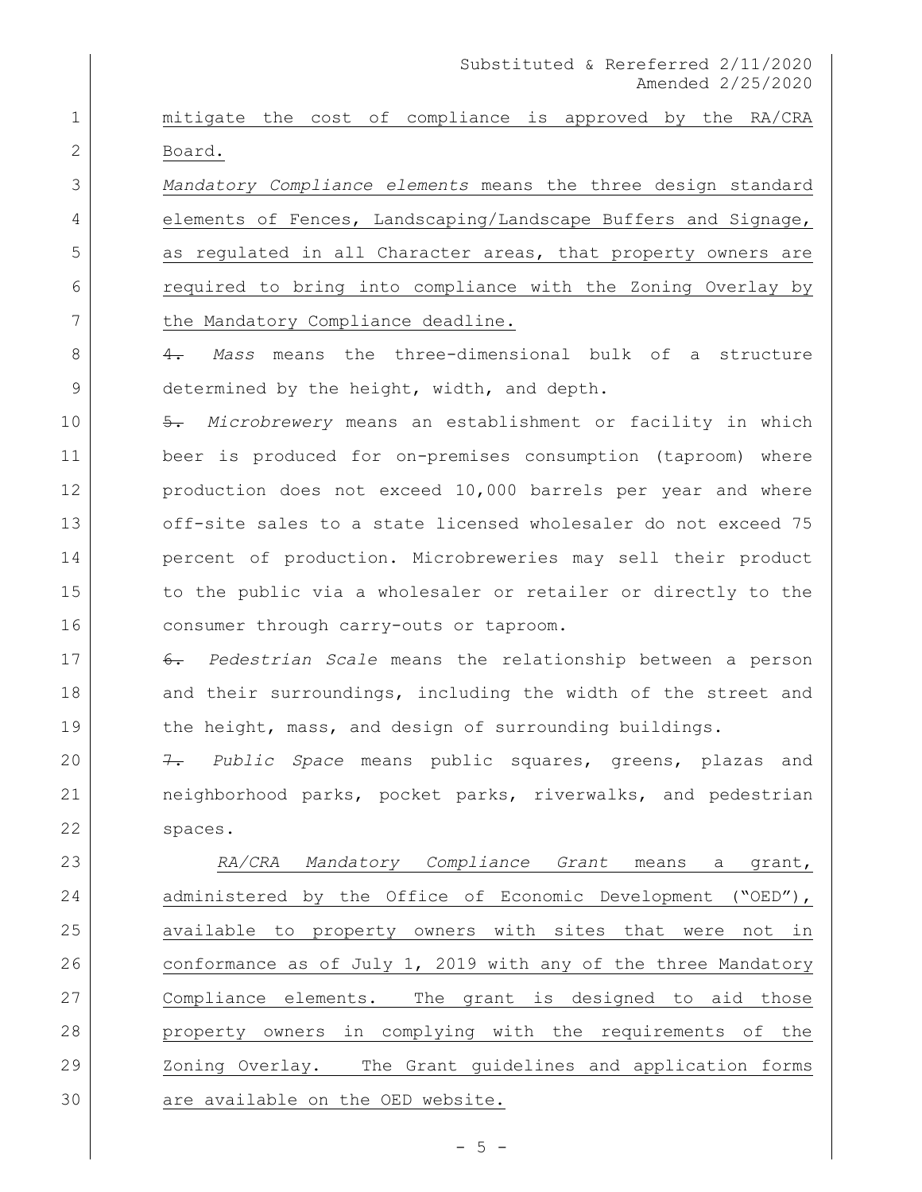mitigate the cost of compliance is approved by the RA/CRA Board.

*Mandatory Compliance elements* means the three design standard elements of Fences, Landscaping/Landscape Buffers and Signage, as regulated in all Character areas, that property owners are required to bring into compliance with the Zoning Overlay by the Mandatory Compliance deadline.

~~4.~~ *Mass* means the three-dimensional bulk of a structure determined by the height, width, and depth.

~~5.~~ *Microbrewery* means an establishment or facility in which beer is produced for on-premises consumption (taproom) where production does not exceed 10,000 barrels per year and where off-site sales to a state licensed wholesaler do not exceed 75 percent of production. Microbreweries may sell their product to the public via a wholesaler or retailer or directly to the consumer through carry-outs or taproom.

~~6.~~ *Pedestrian Scale* means the relationship between a person and their surroundings, including the width of the street and the height, mass, and design of surrounding buildings.

~~7.~~ *Public Space* means public squares, greens, plazas and neighborhood parks, pocket parks, riverwalks, and pedestrian spaces.

*RA/CRA Mandatory Compliance Grant* means a grant, administered by the Office of Economic Development ("OED"), available to property owners with sites that were not in conformance as of July 1, 2019 with any of the three Mandatory Compliance elements. The grant is designed to aid those property owners in complying with the requirements of the Zoning Overlay. The Grant guidelines and application forms are available on the OED website.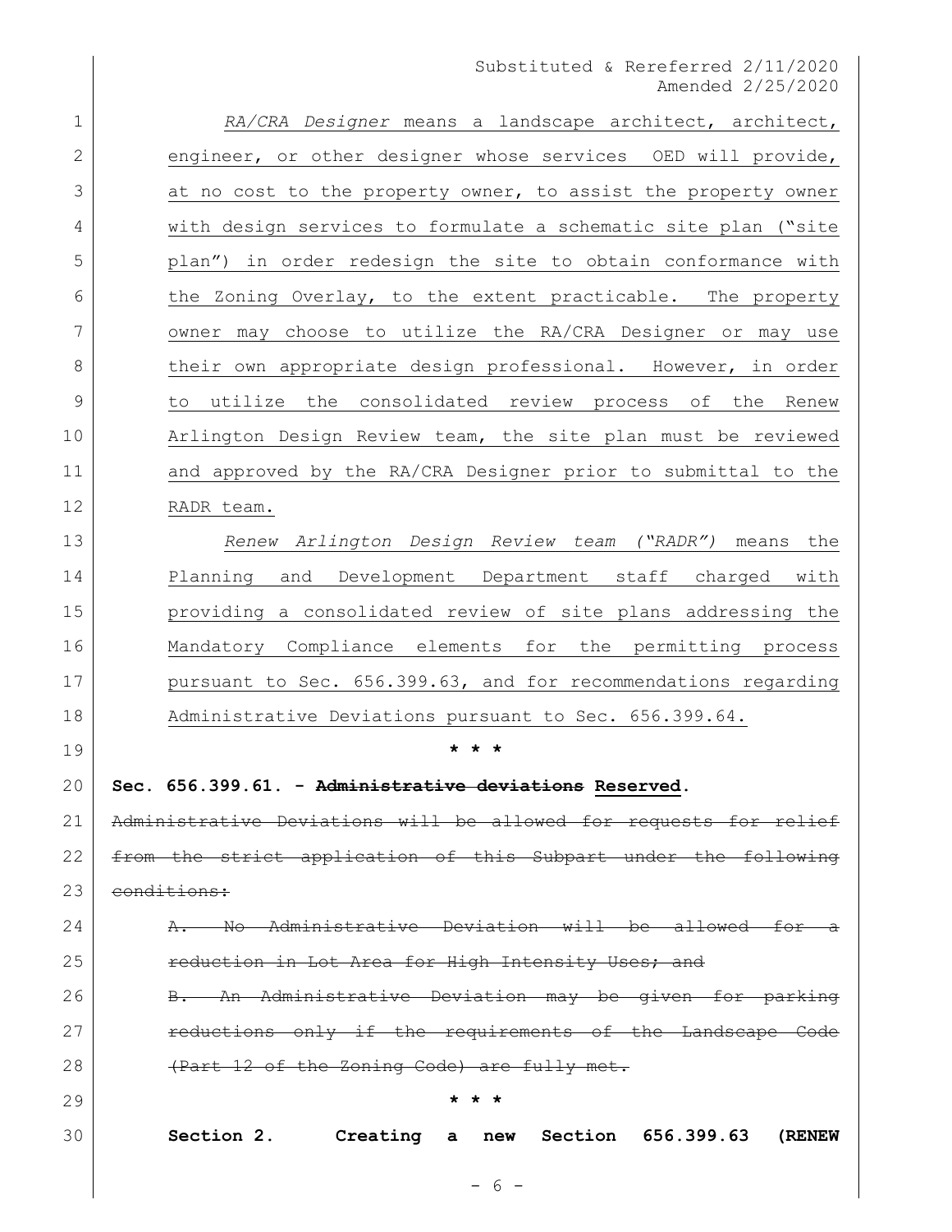*RA/CRA Designer* means a landscape architect, architect, engineer, or other designer whose services OED will provide, at no cost to the property owner, to assist the property owner with design services to formulate a schematic site plan ("site plan") in order redesign the site to obtain conformance with the Zoning Overlay, to the extent practicable. The property owner may choose to utilize the RA/CRA Designer or may use their own appropriate design professional. However, in order to utilize the consolidated review process of the Renew Arlington Design Review team, the site plan must be reviewed and approved by the RA/CRA Designer prior to submittal to the RADR team.

*Renew Arlington Design Review team ("RADR")* means the Planning and Development Department staff charged with providing a consolidated review of site plans addressing the Mandatory Compliance elements for the permitting process pursuant to Sec. 656.399.63, and for recommendations regarding Administrative Deviations pursuant to Sec. 656.399.64.

\* \* \*

**Sec. 656.399.61. - ~~Administrative deviations~~ Reserved.**

~~Administrative Deviations will be allowed for requests for relief from the strict application of this Subpart under the following conditions:~~

~~A. No Administrative Deviation will be allowed for a reduction in Lot Area for High Intensity Uses; and~~

~~B. An Administrative Deviation may be given for parking reductions only if the requirements of the Landscape Code (Part 12 of the Zoning Code) are fully met.~~

\* \* \*

**Section 2. Creating a new Section 656.399.63 (RENEW**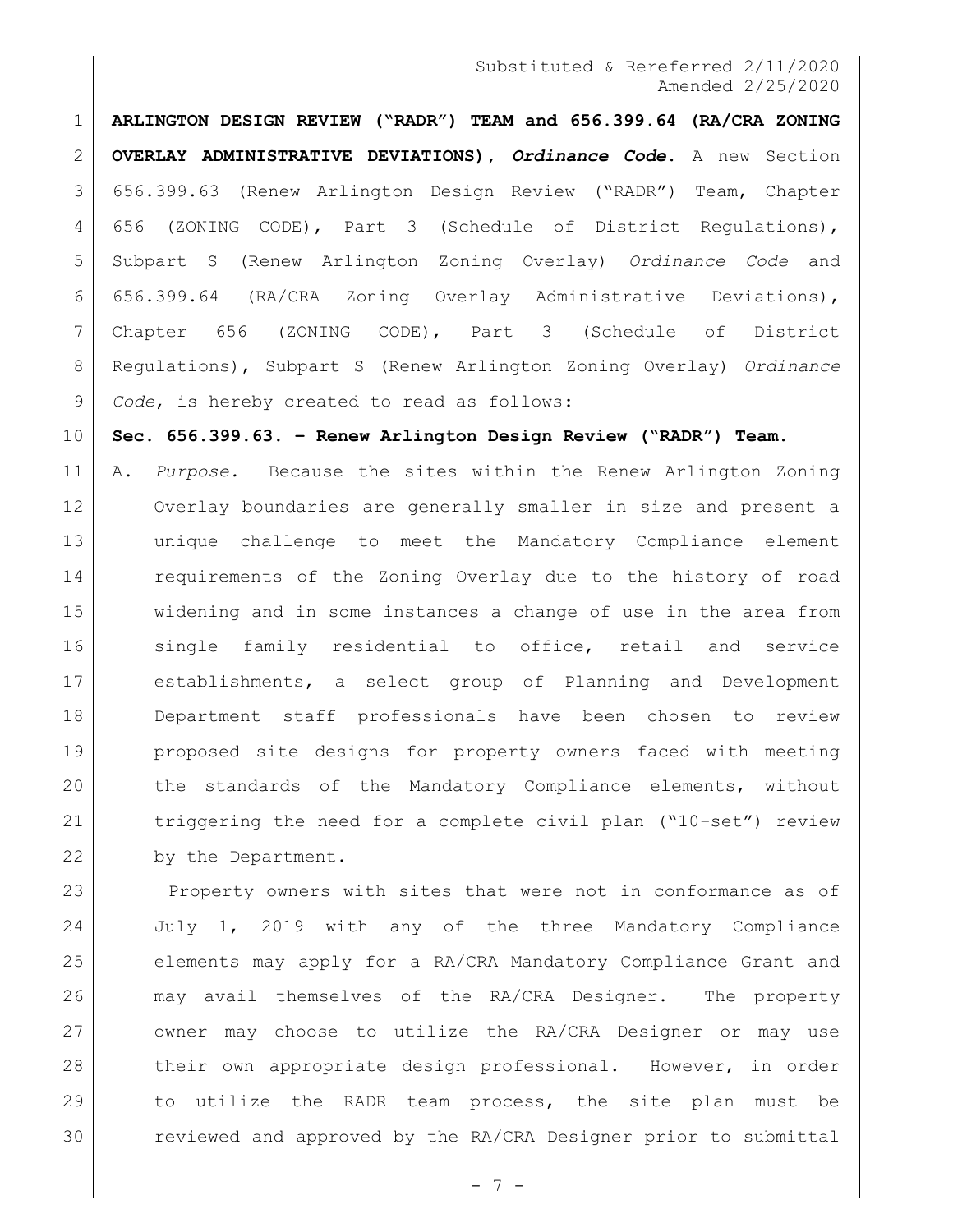Substituted & Rereferred 2/11/2020
Amended 2/25/2020

**ARLINGTON DESIGN REVIEW ("RADR") TEAM and 656.399.64 (RA/CRA ZONING OVERLAY ADMINISTRATIVE DEVIATIONS), *Ordinance Code*.** A new Section 656.399.63 (Renew Arlington Design Review ("RADR") Team, Chapter 656 (ZONING CODE), Part 3 (Schedule of District Regulations), Subpart S (Renew Arlington Zoning Overlay) *Ordinance Code* and 656.399.64 (RA/CRA Zoning Overlay Administrative Deviations), Chapter 656 (ZONING CODE), Part 3 (Schedule of District Regulations), Subpart S (Renew Arlington Zoning Overlay) *Ordinance Code*, is hereby created to read as follows:

**Sec. 656.399.63. – Renew Arlington Design Review ("RADR") Team.**

A. *Purpose.* Because the sites within the Renew Arlington Zoning Overlay boundaries are generally smaller in size and present a unique challenge to meet the Mandatory Compliance element requirements of the Zoning Overlay due to the history of road widening and in some instances a change of use in the area from single family residential to office, retail and service establishments, a select group of Planning and Development Department staff professionals have been chosen to review proposed site designs for property owners faced with meeting the standards of the Mandatory Compliance elements, without triggering the need for a complete civil plan ("10-set") review by the Department.

Property owners with sites that were not in conformance as of July 1, 2019 with any of the three Mandatory Compliance elements may apply for a RA/CRA Mandatory Compliance Grant and may avail themselves of the RA/CRA Designer. The property owner may choose to utilize the RA/CRA Designer or may use their own appropriate design professional. However, in order to utilize the RADR team process, the site plan must be reviewed and approved by the RA/CRA Designer prior to submittal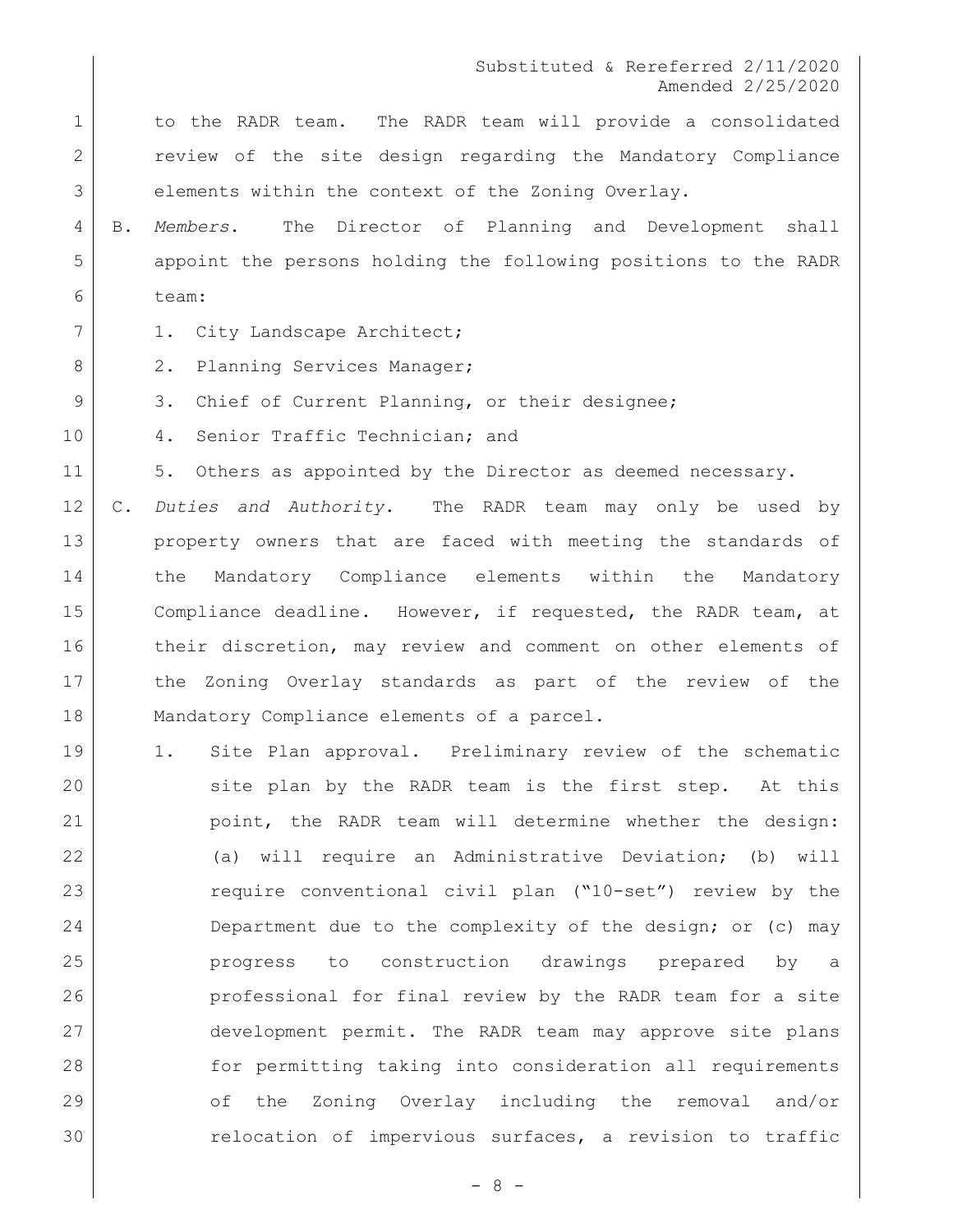to the RADR team. The RADR team will provide a consolidated review of the site design regarding the Mandatory Compliance elements within the context of the Zoning Overlay.

B. *Members*. The Director of Planning and Development shall appoint the persons holding the following positions to the RADR team:

1. City Landscape Architect;
2. Planning Services Manager;
3. Chief of Current Planning, or their designee;
4. Senior Traffic Technician; and
5. Others as appointed by the Director as deemed necessary.

C. *Duties and Authority.* The RADR team may only be used by property owners that are faced with meeting the standards of the Mandatory Compliance elements within the Mandatory Compliance deadline. However, if requested, the RADR team, at their discretion, may review and comment on other elements of the Zoning Overlay standards as part of the review of the Mandatory Compliance elements of a parcel.

1. Site Plan approval. Preliminary review of the schematic site plan by the RADR team is the first step. At this point, the RADR team will determine whether the design: (a) will require an Administrative Deviation; (b) will require conventional civil plan ("10-set") review by the Department due to the complexity of the design; or (c) may progress to construction drawings prepared by a professional for final review by the RADR team for a site development permit. The RADR team may approve site plans for permitting taking into consideration all requirements of the Zoning Overlay including the removal and/or relocation of impervious surfaces, a revision to traffic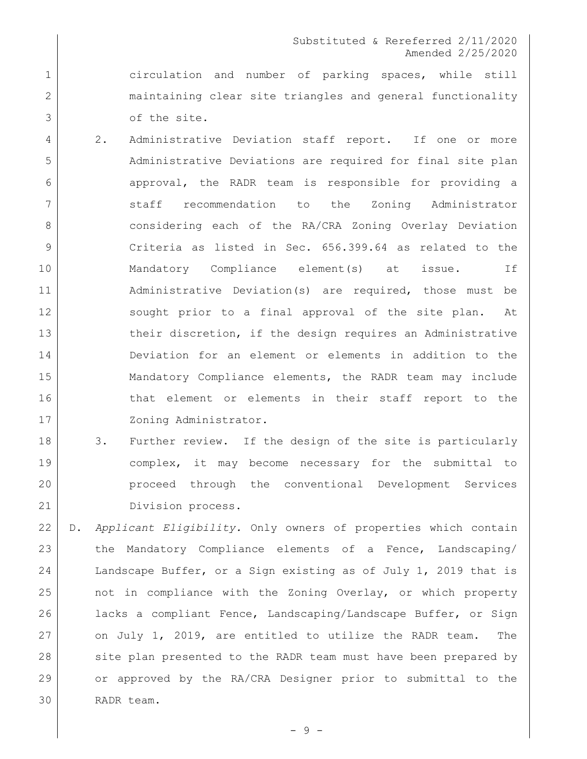circulation and number of parking spaces, while still maintaining clear site triangles and general functionality of the site.

2. Administrative Deviation staff report. If one or more Administrative Deviations are required for final site plan approval, the RADR team is responsible for providing a staff recommendation to the Zoning Administrator considering each of the RA/CRA Zoning Overlay Deviation Criteria as listed in Sec. 656.399.64 as related to the Mandatory Compliance element(s) at issue. If Administrative Deviation(s) are required, those must be sought prior to a final approval of the site plan. At their discretion, if the design requires an Administrative Deviation for an element or elements in addition to the Mandatory Compliance elements, the RADR team may include that element or elements in their staff report to the Zoning Administrator.

3. Further review. If the design of the site is particularly complex, it may become necessary for the submittal to proceed through the conventional Development Services Division process.

D. *Applicant Eligibility.* Only owners of properties which contain the Mandatory Compliance elements of a Fence, Landscaping/ Landscape Buffer, or a Sign existing as of July 1, 2019 that is not in compliance with the Zoning Overlay, or which property lacks a compliant Fence, Landscaping/Landscape Buffer, or Sign on July 1, 2019, are entitled to utilize the RADR team. The site plan presented to the RADR team must have been prepared by or approved by the RA/CRA Designer prior to submittal to the RADR team.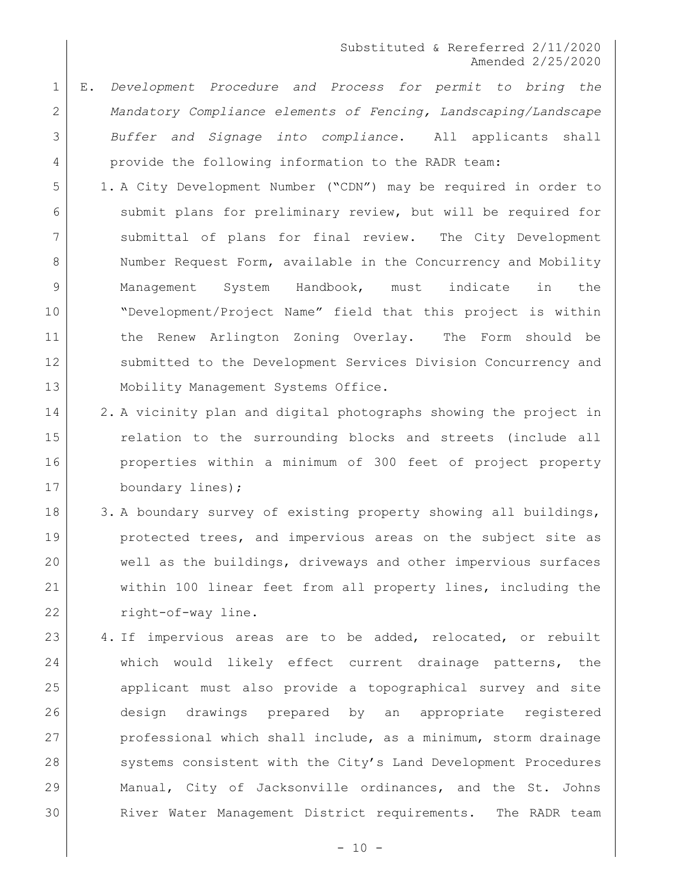E. *Development Procedure and Process for permit to bring the Mandatory Compliance elements of Fencing, Landscaping/Landscape Buffer and Signage into compliance*. All applicants shall provide the following information to the RADR team:

1. A City Development Number ("CDN") may be required in order to submit plans for preliminary review, but will be required for submittal of plans for final review. The City Development Number Request Form, available in the Concurrency and Mobility Management System Handbook, must indicate in the "Development/Project Name" field that this project is within the Renew Arlington Zoning Overlay. The Form should be submitted to the Development Services Division Concurrency and Mobility Management Systems Office.
2. A vicinity plan and digital photographs showing the project in relation to the surrounding blocks and streets (include all properties within a minimum of 300 feet of project property boundary lines);
3. A boundary survey of existing property showing all buildings, protected trees, and impervious areas on the subject site as well as the buildings, driveways and other impervious surfaces within 100 linear feet from all property lines, including the right-of-way line.
4. If impervious areas are to be added, relocated, or rebuilt which would likely effect current drainage patterns, the applicant must also provide a topographical survey and site design drawings prepared by an appropriate registered professional which shall include, as a minimum, storm drainage systems consistent with the City's Land Development Procedures Manual, City of Jacksonville ordinances, and the St. Johns River Water Management District requirements. The RADR team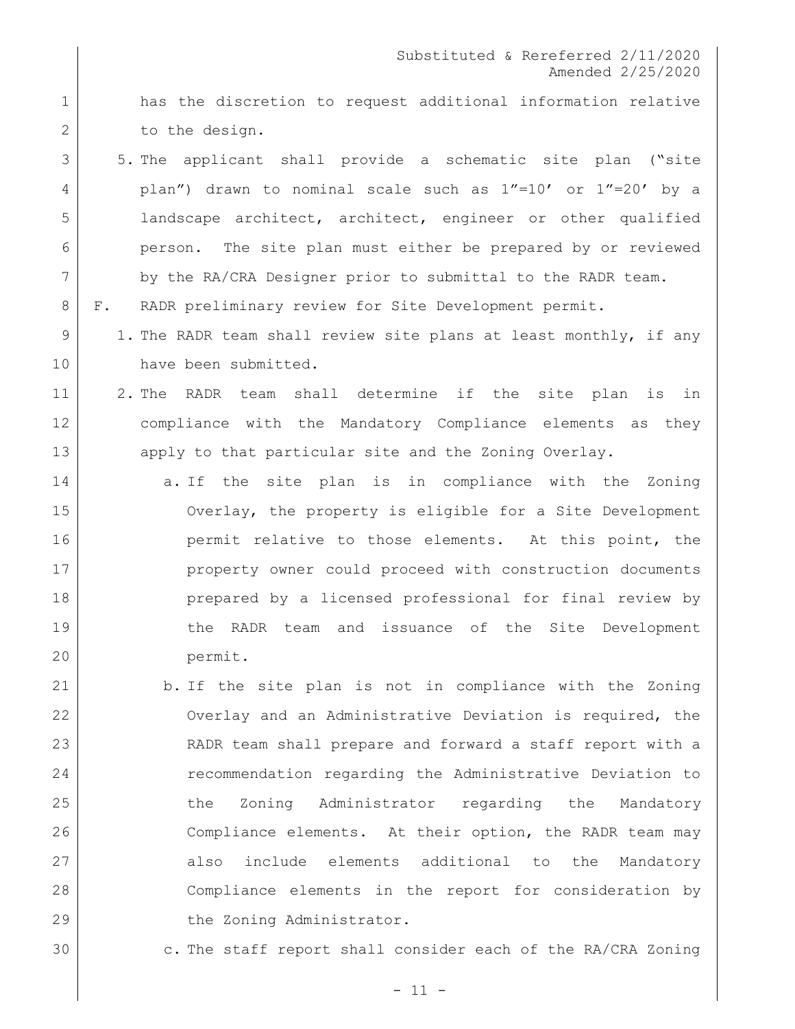has the discretion to request additional information relative to the design.

5. The applicant shall provide a schematic site plan ("site plan") drawn to nominal scale such as 1"=10' or 1"=20' by a landscape architect, architect, engineer or other qualified person. The site plan must either be prepared by or reviewed by the RA/CRA Designer prior to submittal to the RADR team.

F. RADR preliminary review for Site Development permit.

1. The RADR team shall review site plans at least monthly, if any have been submitted.

2. The RADR team shall determine if the site plan is in compliance with the Mandatory Compliance elements as they apply to that particular site and the Zoning Overlay.

   a. If the site plan is in compliance with the Zoning Overlay, the property is eligible for a Site Development permit relative to those elements. At this point, the property owner could proceed with construction documents prepared by a licensed professional for final review by the RADR team and issuance of the Site Development permit.

   b. If the site plan is not in compliance with the Zoning Overlay and an Administrative Deviation is required, the RADR team shall prepare and forward a staff report with a recommendation regarding the Administrative Deviation to the Zoning Administrator regarding the Mandatory Compliance elements. At their option, the RADR team may also include elements additional to the Mandatory Compliance elements in the report for consideration by the Zoning Administrator.

   c. The staff report shall consider each of the RA/CRA Zoning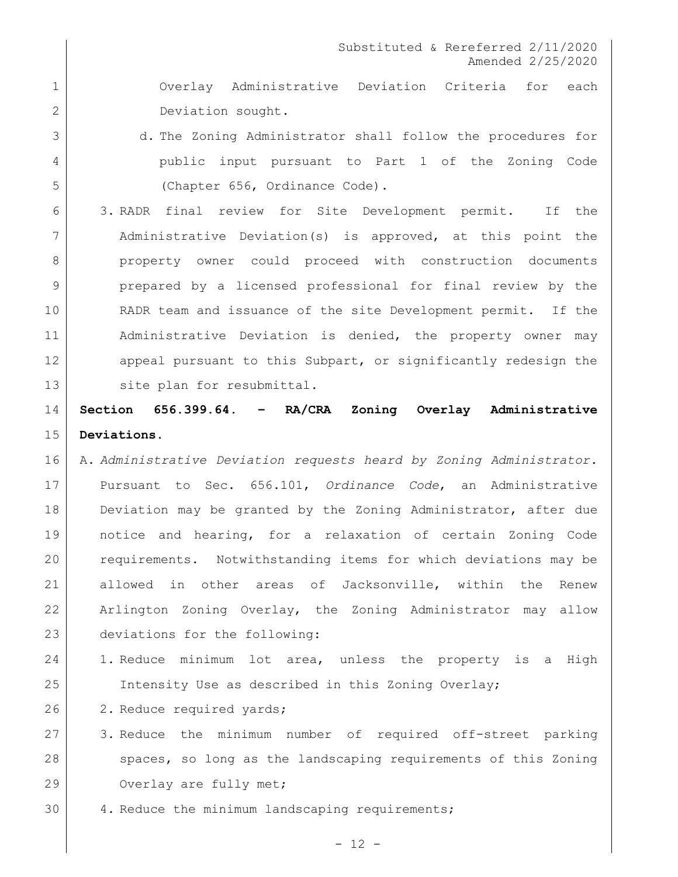Overlay Administrative Deviation Criteria for each Deviation sought.

d. The Zoning Administrator shall follow the procedures for public input pursuant to Part 1 of the Zoning Code (Chapter 656, Ordinance Code).

3. RADR final review for Site Development permit. If the Administrative Deviation(s) is approved, at this point the property owner could proceed with construction documents prepared by a licensed professional for final review by the RADR team and issuance of the site Development permit. If the Administrative Deviation is denied, the property owner may appeal pursuant to this Subpart, or significantly redesign the site plan for resubmittal.

**Section 656.399.64. – RA/CRA Zoning Overlay Administrative Deviations.**

A. *Administrative Deviation requests heard by Zoning Administrator.* Pursuant to Sec. 656.101, *Ordinance Code*, an Administrative Deviation may be granted by the Zoning Administrator, after due notice and hearing, for a relaxation of certain Zoning Code requirements. Notwithstanding items for which deviations may be allowed in other areas of Jacksonville, within the Renew Arlington Zoning Overlay, the Zoning Administrator may allow deviations for the following:

1. Reduce minimum lot area, unless the property is a High Intensity Use as described in this Zoning Overlay;
2. Reduce required yards;
3. Reduce the minimum number of required off-street parking spaces, so long as the landscaping requirements of this Zoning Overlay are fully met;
4. Reduce the minimum landscaping requirements;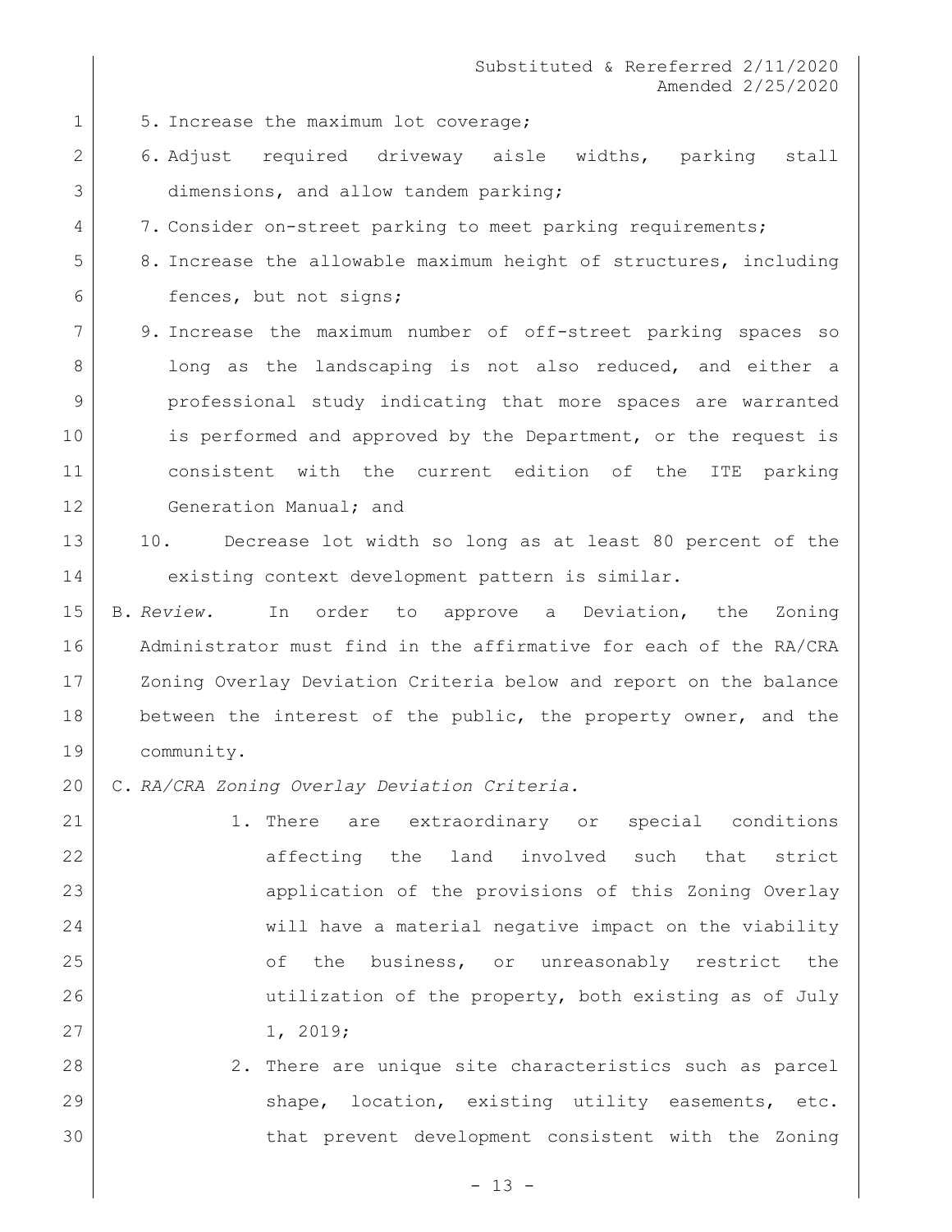5. Increase the maximum lot coverage;
6. Adjust required driveway aisle widths, parking stall dimensions, and allow tandem parking;
7. Consider on-street parking to meet parking requirements;
8. Increase the allowable maximum height of structures, including fences, but not signs;
9. Increase the maximum number of off-street parking spaces so long as the landscaping is not also reduced, and either a professional study indicating that more spaces are warranted is performed and approved by the Department, or the request is consistent with the current edition of the ITE parking Generation Manual; and
10. Decrease lot width so long as at least 80 percent of the existing context development pattern is similar.

B. *Review.* In order to approve a Deviation, the Zoning Administrator must find in the affirmative for each of the RA/CRA Zoning Overlay Deviation Criteria below and report on the balance between the interest of the public, the property owner, and the community.

C. *RA/CRA Zoning Overlay Deviation Criteria.*

1. There are extraordinary or special conditions affecting the land involved such that strict application of the provisions of this Zoning Overlay will have a material negative impact on the viability of the business, or unreasonably restrict the utilization of the property, both existing as of July 1, 2019;
2. There are unique site characteristics such as parcel shape, location, existing utility easements, etc. that prevent development consistent with the Zoning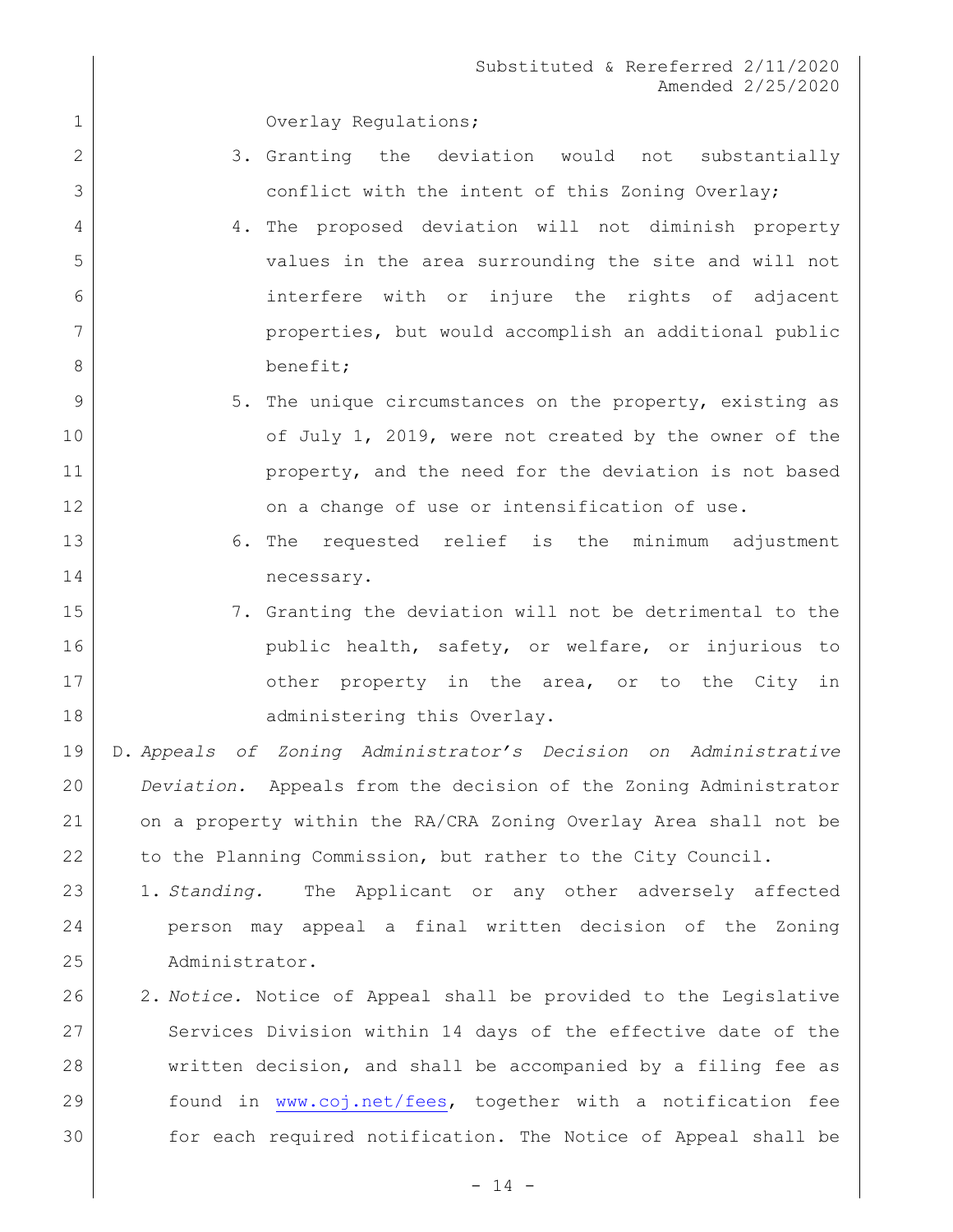Overlay Regulations;

3. Granting the deviation would not substantially conflict with the intent of this Zoning Overlay;
4. The proposed deviation will not diminish property values in the area surrounding the site and will not interfere with or injure the rights of adjacent properties, but would accomplish an additional public benefit;
5. The unique circumstances on the property, existing as of July 1, 2019, were not created by the owner of the property, and the need for the deviation is not based on a change of use or intensification of use.
6. The requested relief is the minimum adjustment necessary.
7. Granting the deviation will not be detrimental to the public health, safety, or welfare, or injurious to other property in the area, or to the City in administering this Overlay.

D. *Appeals of Zoning Administrator's Decision on Administrative Deviation.* Appeals from the decision of the Zoning Administrator on a property within the RA/CRA Zoning Overlay Area shall not be to the Planning Commission, but rather to the City Council.

1. *Standing.* The Applicant or any other adversely affected person may appeal a final written decision of the Zoning Administrator.
2. *Notice.* Notice of Appeal shall be provided to the Legislative Services Division within 14 days of the effective date of the written decision, and shall be accompanied by a filing fee as found in www.coj.net/fees, together with a notification fee for each required notification. The Notice of Appeal shall be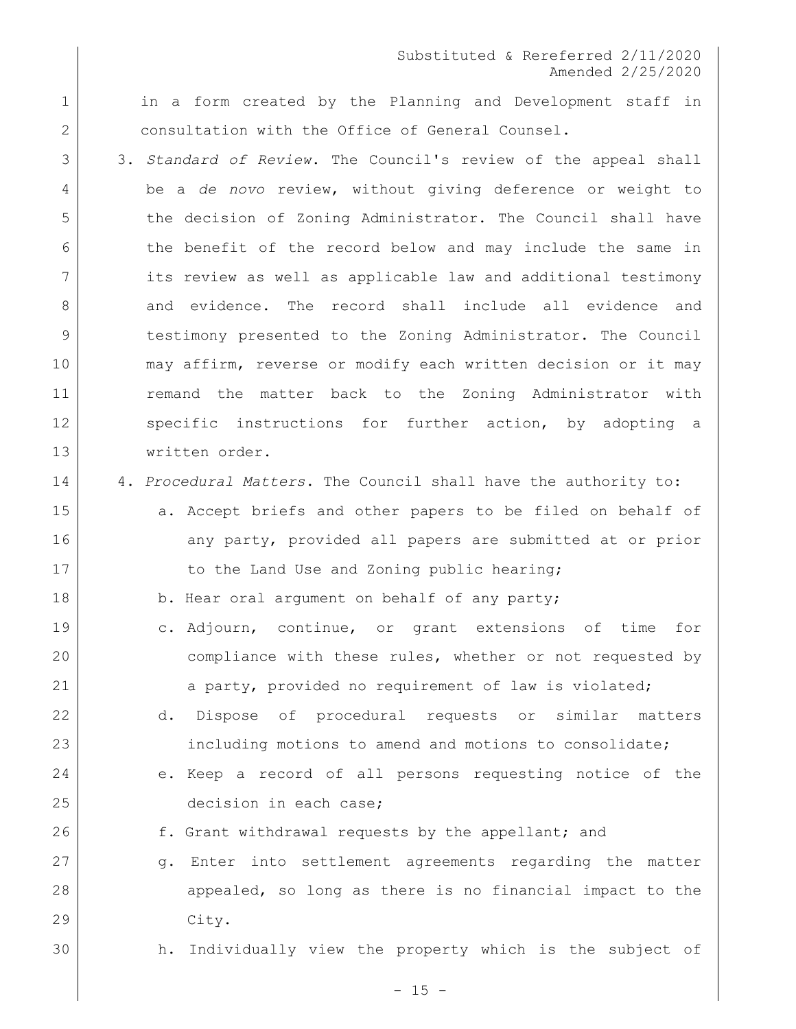in a form created by the Planning and Development staff in consultation with the Office of General Counsel.

3. *Standard of Review*. The Council's review of the appeal shall be a *de novo* review, without giving deference or weight to the decision of Zoning Administrator. The Council shall have the benefit of the record below and may include the same in its review as well as applicable law and additional testimony and evidence. The record shall include all evidence and testimony presented to the Zoning Administrator. The Council may affirm, reverse or modify each written decision or it may remand the matter back to the Zoning Administrator with specific instructions for further action, by adopting a written order.

4. *Procedural Matters*. The Council shall have the authority to:

   a. Accept briefs and other papers to be filed on behalf of any party, provided all papers are submitted at or prior to the Land Use and Zoning public hearing;

   b. Hear oral argument on behalf of any party;

   c. Adjourn, continue, or grant extensions of time for compliance with these rules, whether or not requested by a party, provided no requirement of law is violated;

   d. Dispose of procedural requests or similar matters including motions to amend and motions to consolidate;

   e. Keep a record of all persons requesting notice of the decision in each case;

   f. Grant withdrawal requests by the appellant; and

   g. Enter into settlement agreements regarding the matter appealed, so long as there is no financial impact to the City.

   h. Individually view the property which is the subject of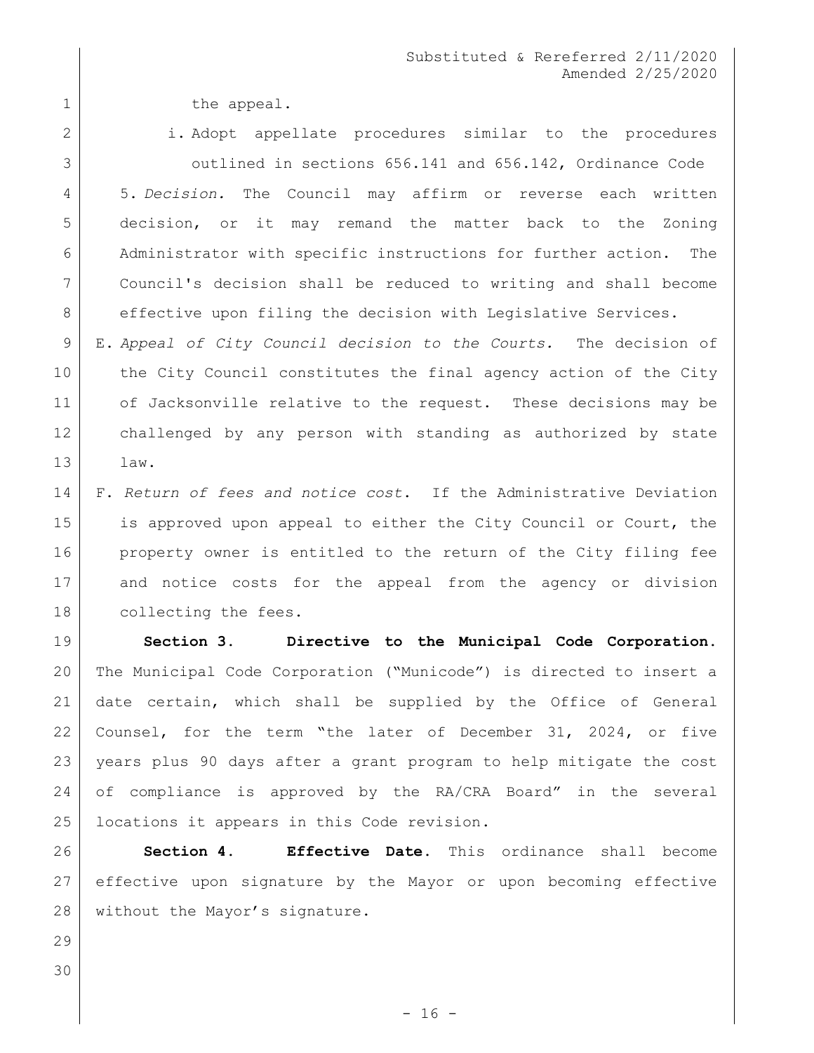the appeal.

i. Adopt appellate procedures similar to the procedures outlined in sections 656.141 and 656.142, Ordinance Code

5. *Decision.* The Council may affirm or reverse each written decision, or it may remand the matter back to the Zoning Administrator with specific instructions for further action. The Council's decision shall be reduced to writing and shall become effective upon filing the decision with Legislative Services.

E. *Appeal of City Council decision to the Courts.* The decision of the City Council constitutes the final agency action of the City of Jacksonville relative to the request. These decisions may be challenged by any person with standing as authorized by state law.

F. *Return of fees and notice cost*. If the Administrative Deviation is approved upon appeal to either the City Council or Court, the property owner is entitled to the return of the City filing fee and notice costs for the appeal from the agency or division collecting the fees.

**Section 3. Directive to the Municipal Code Corporation.** The Municipal Code Corporation ("Municode") is directed to insert a date certain, which shall be supplied by the Office of General Counsel, for the term "the later of December 31, 2024, or five years plus 90 days after a grant program to help mitigate the cost of compliance is approved by the RA/CRA Board" in the several locations it appears in this Code revision.

**Section 4. Effective Date.** This ordinance shall become effective upon signature by the Mayor or upon becoming effective without the Mayor's signature.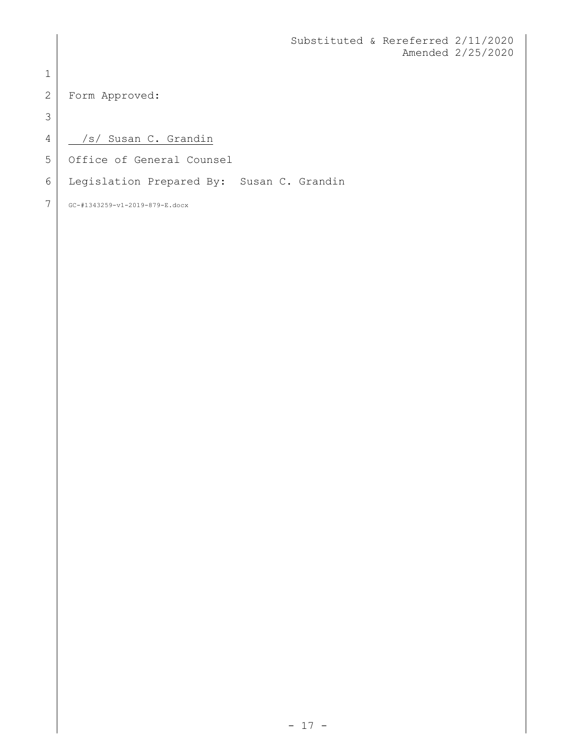Substituted & Rereferred 2/11/2020
Amended 2/25/2020

Form Approved:

/s/ Susan C. Grandin

Office of General Counsel

Legislation Prepared By: Susan C. Grandin

GC-#1343259-v1-2019-879-E.docx